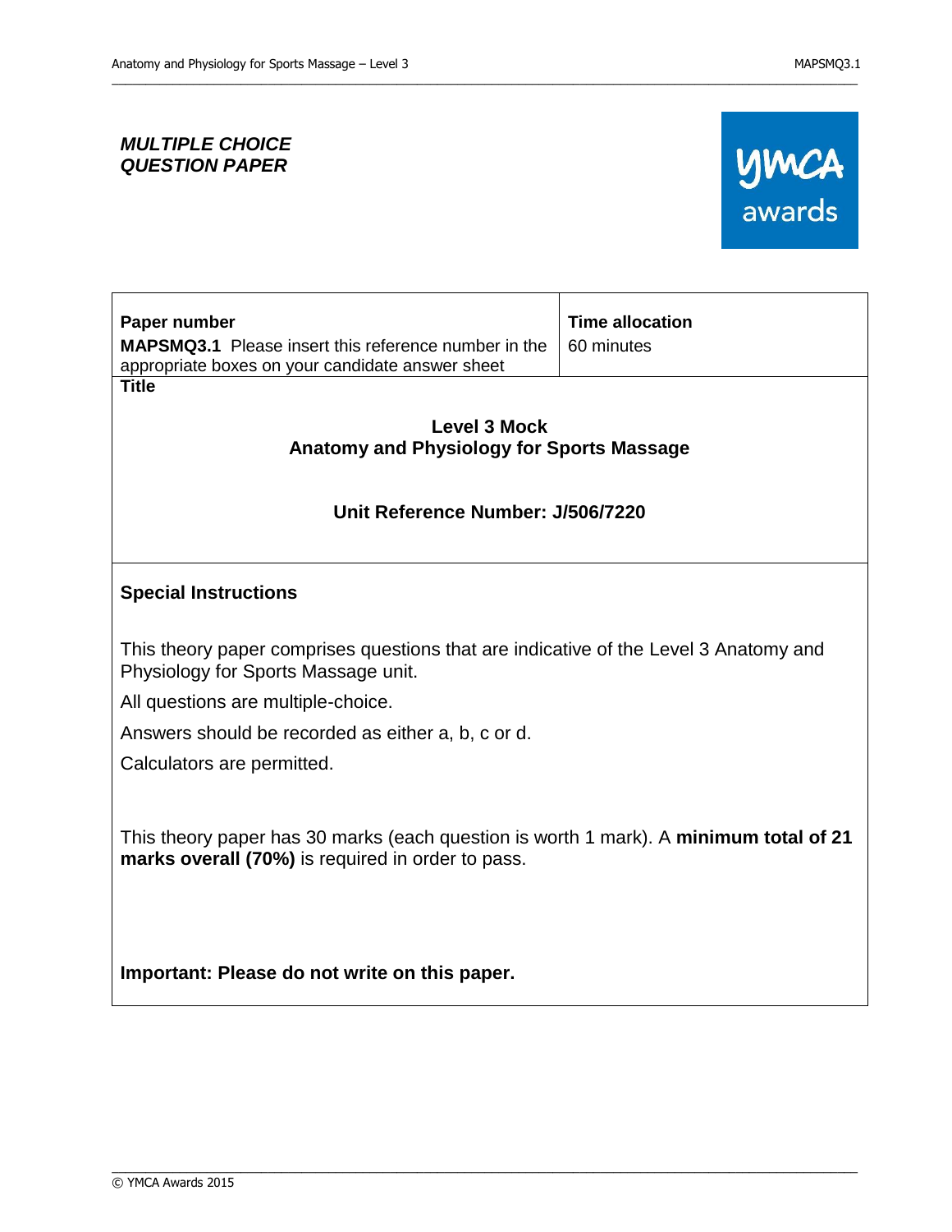***MULTIPLE CHOICE QUESTION PAPER***

| **Paper number** | **Time allocation** |
|---|---|
| **MAPSMQ3.1** Please insert this reference number in the appropriate boxes on your candidate answer sheet | 60 minutes |

**Title**

**Level 3 Mock**
**Anatomy and Physiology for Sports Massage**

**Unit Reference Number: J/506/7220**

**Special Instructions**

This theory paper comprises questions that are indicative of the Level 3 Anatomy and Physiology for Sports Massage unit.

All questions are multiple-choice.

Answers should be recorded as either a, b, c or d.

Calculators are permitted.

This theory paper has 30 marks (each question is worth 1 mark). A **minimum total of 21 marks overall (70%)** is required in order to pass.

**Important: Please do not write on this paper.**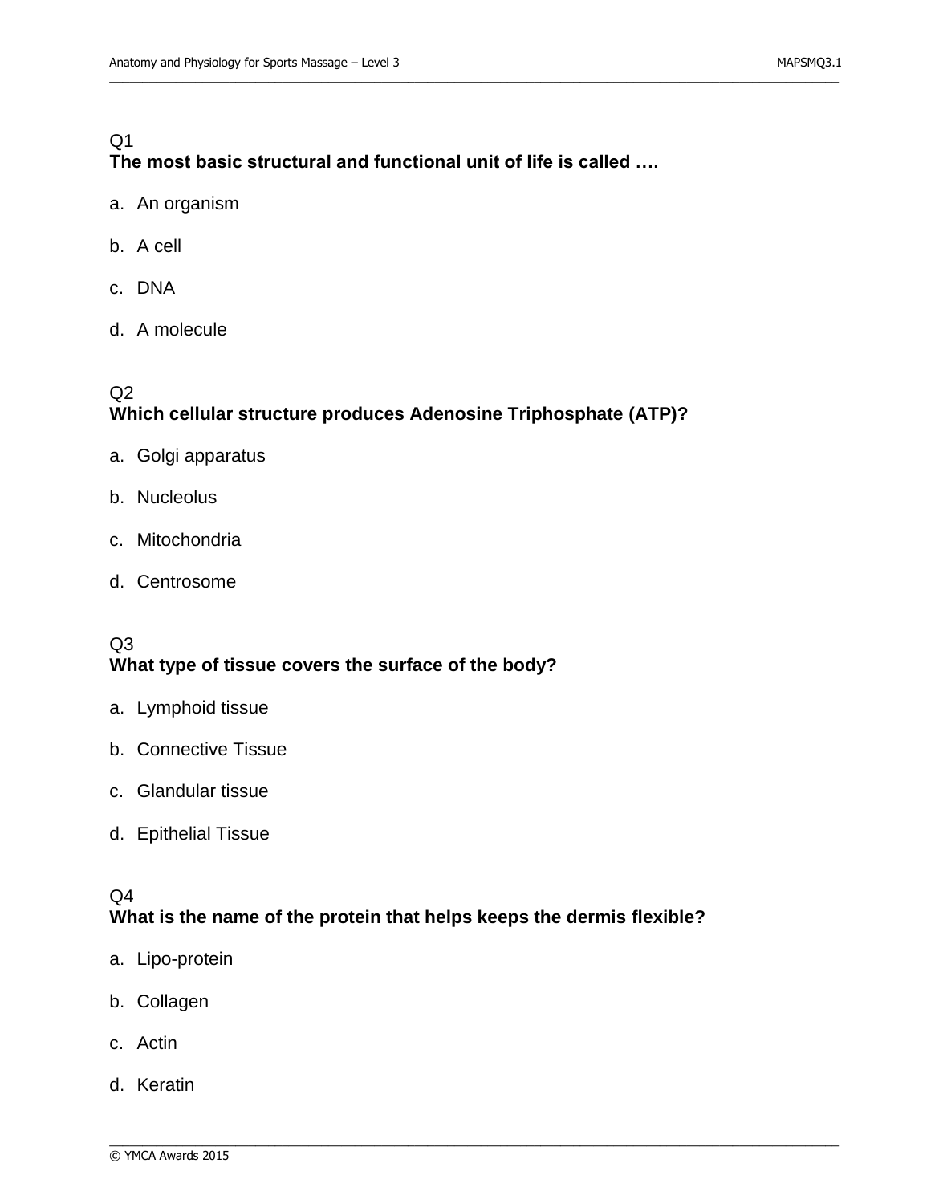Q1
**The most basic structural and functional unit of life is called ….**

a. An organism

b. A cell

c. DNA

d. A molecule

Q2
**Which cellular structure produces Adenosine Triphosphate (ATP)?**

a. Golgi apparatus

b. Nucleolus

c. Mitochondria

d. Centrosome

Q3
**What type of tissue covers the surface of the body?**

a. Lymphoid tissue

b. Connective Tissue

c. Glandular tissue

d. Epithelial Tissue

Q4
**What is the name of the protein that helps keeps the dermis flexible?**

a. Lipo-protein

b. Collagen

c. Actin

d. Keratin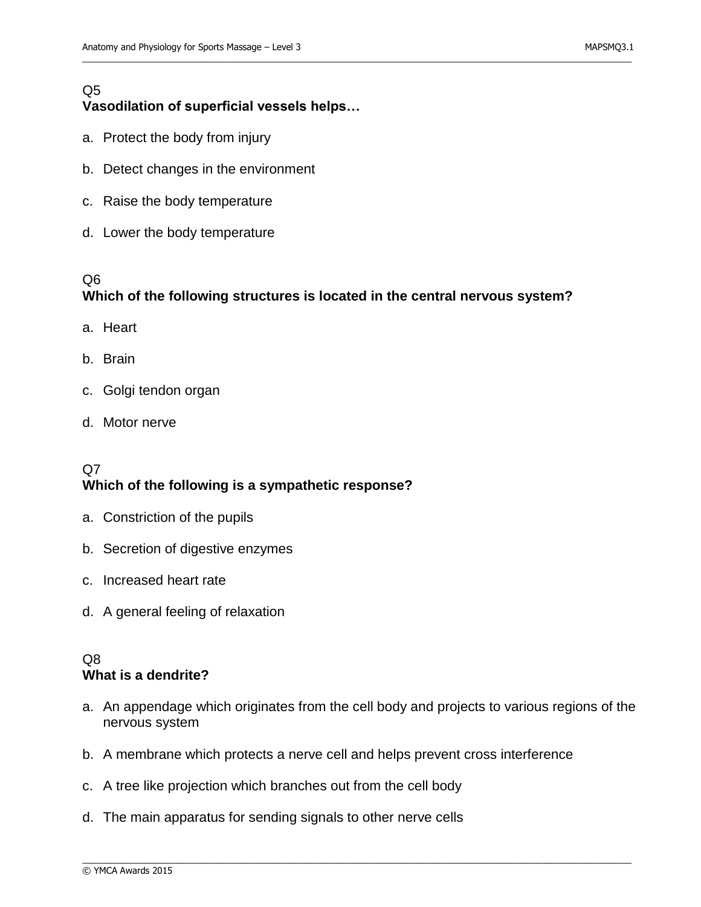Q5
**Vasodilation of superficial vessels helps…**

a. Protect the body from injury

b. Detect changes in the environment

c. Raise the body temperature

d. Lower the body temperature

Q6
**Which of the following structures is located in the central nervous system?**

a. Heart

b. Brain

c. Golgi tendon organ

d. Motor nerve

Q7
**Which of the following is a sympathetic response?**

a. Constriction of the pupils

b. Secretion of digestive enzymes

c. Increased heart rate

d. A general feeling of relaxation

Q8
**What is a dendrite?**

a. An appendage which originates from the cell body and projects to various regions of the nervous system

b. A membrane which protects a nerve cell and helps prevent cross interference

c. A tree like projection which branches out from the cell body

d. The main apparatus for sending signals to other nerve cells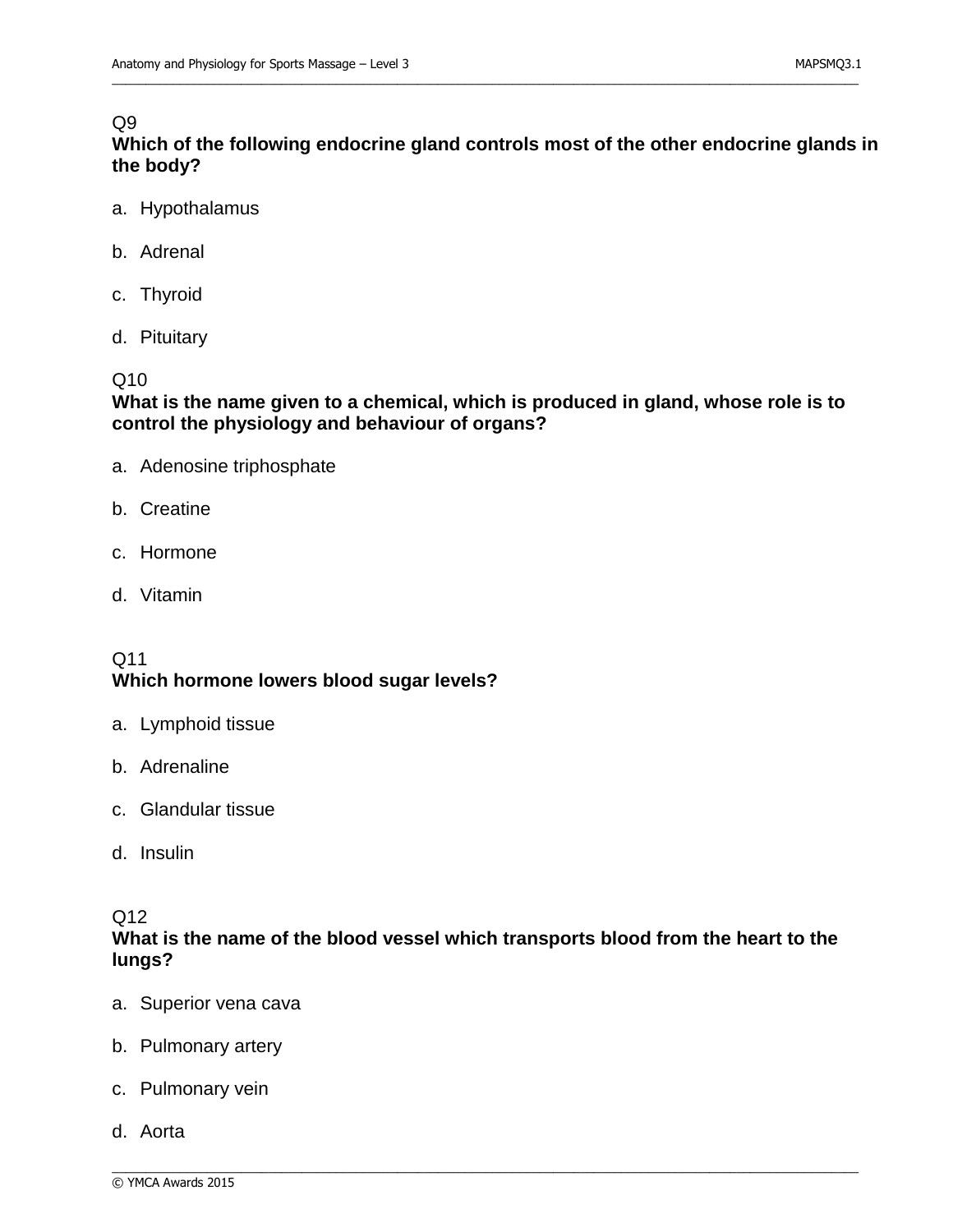Q9
**Which of the following endocrine gland controls most of the other endocrine glands in the body?**

a. Hypothalamus

b. Adrenal

c. Thyroid

d. Pituitary

Q10
**What is the name given to a chemical, which is produced in gland, whose role is to control the physiology and behaviour of organs?**

a. Adenosine triphosphate

b. Creatine

c. Hormone

d. Vitamin

Q11
**Which hormone lowers blood sugar levels?**

a. Lymphoid tissue

b. Adrenaline

c. Glandular tissue

d. Insulin

Q12
**What is the name of the blood vessel which transports blood from the heart to the lungs?**

a. Superior vena cava

b. Pulmonary artery

c. Pulmonary vein

d. Aorta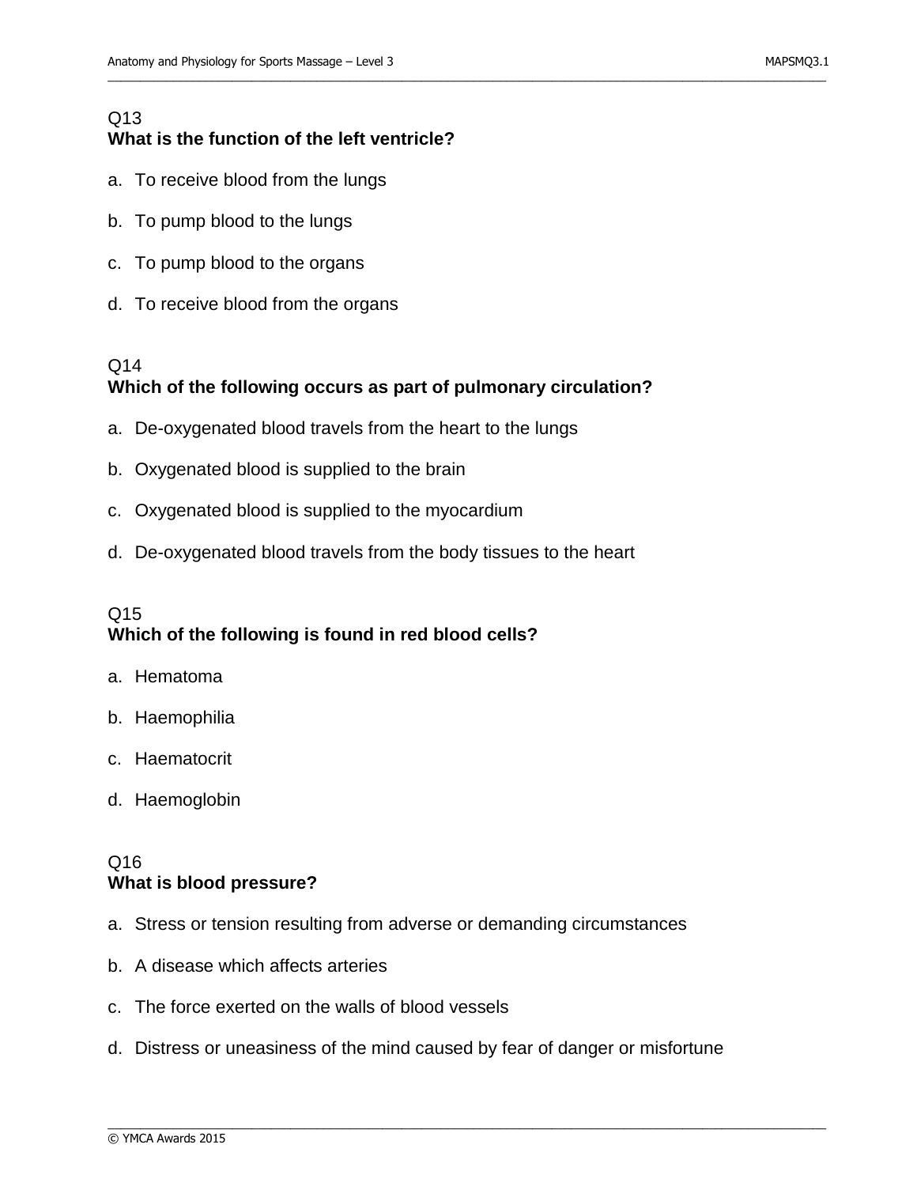Q13
**What is the function of the left ventricle?**

a. To receive blood from the lungs

b. To pump blood to the lungs

c. To pump blood to the organs

d. To receive blood from the organs

Q14
**Which of the following occurs as part of pulmonary circulation?**

a. De-oxygenated blood travels from the heart to the lungs

b. Oxygenated blood is supplied to the brain

c. Oxygenated blood is supplied to the myocardium

d. De-oxygenated blood travels from the body tissues to the heart

Q15
**Which of the following is found in red blood cells?**

a. Hematoma

b. Haemophilia

c. Haematocrit

d. Haemoglobin

Q16
**What is blood pressure?**

a. Stress or tension resulting from adverse or demanding circumstances

b. A disease which affects arteries

c. The force exerted on the walls of blood vessels

d. Distress or uneasiness of the mind caused by fear of danger or misfortune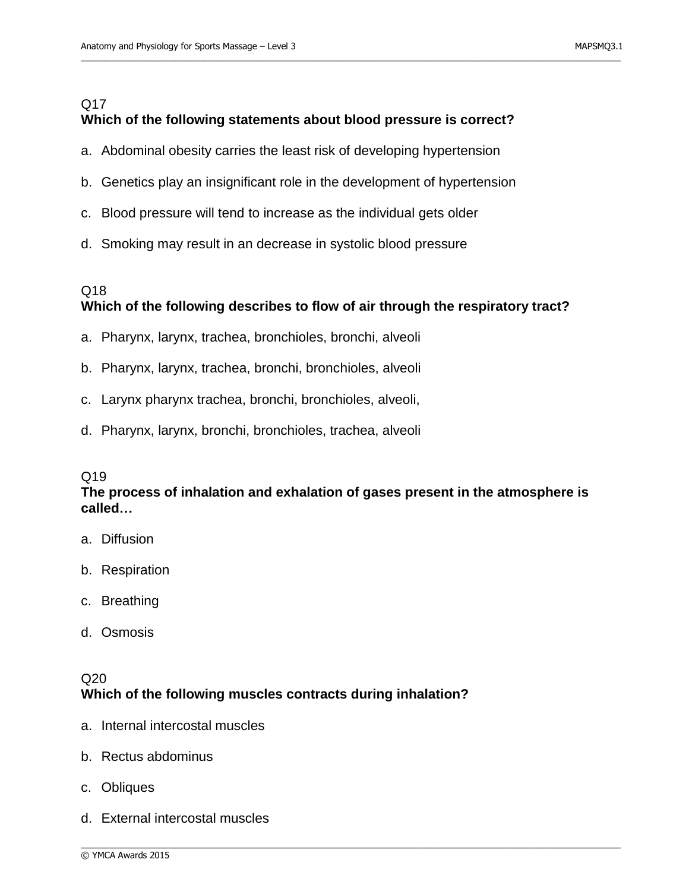Q17
**Which of the following statements about blood pressure is correct?**

a. Abdominal obesity carries the least risk of developing hypertension

b. Genetics play an insignificant role in the development of hypertension

c. Blood pressure will tend to increase as the individual gets older

d. Smoking may result in an decrease in systolic blood pressure

Q18
**Which of the following describes to flow of air through the respiratory tract?**

a. Pharynx, larynx, trachea, bronchioles, bronchi, alveoli

b. Pharynx, larynx, trachea, bronchi, bronchioles, alveoli

c. Larynx pharynx trachea, bronchi, bronchioles, alveoli,

d. Pharynx, larynx, bronchi, bronchioles, trachea, alveoli

Q19
**The process of inhalation and exhalation of gases present in the atmosphere is called…**

a. Diffusion

b. Respiration

c. Breathing

d. Osmosis

Q20
**Which of the following muscles contracts during inhalation?**

a. Internal intercostal muscles

b. Rectus abdominus

c. Obliques

d. External intercostal muscles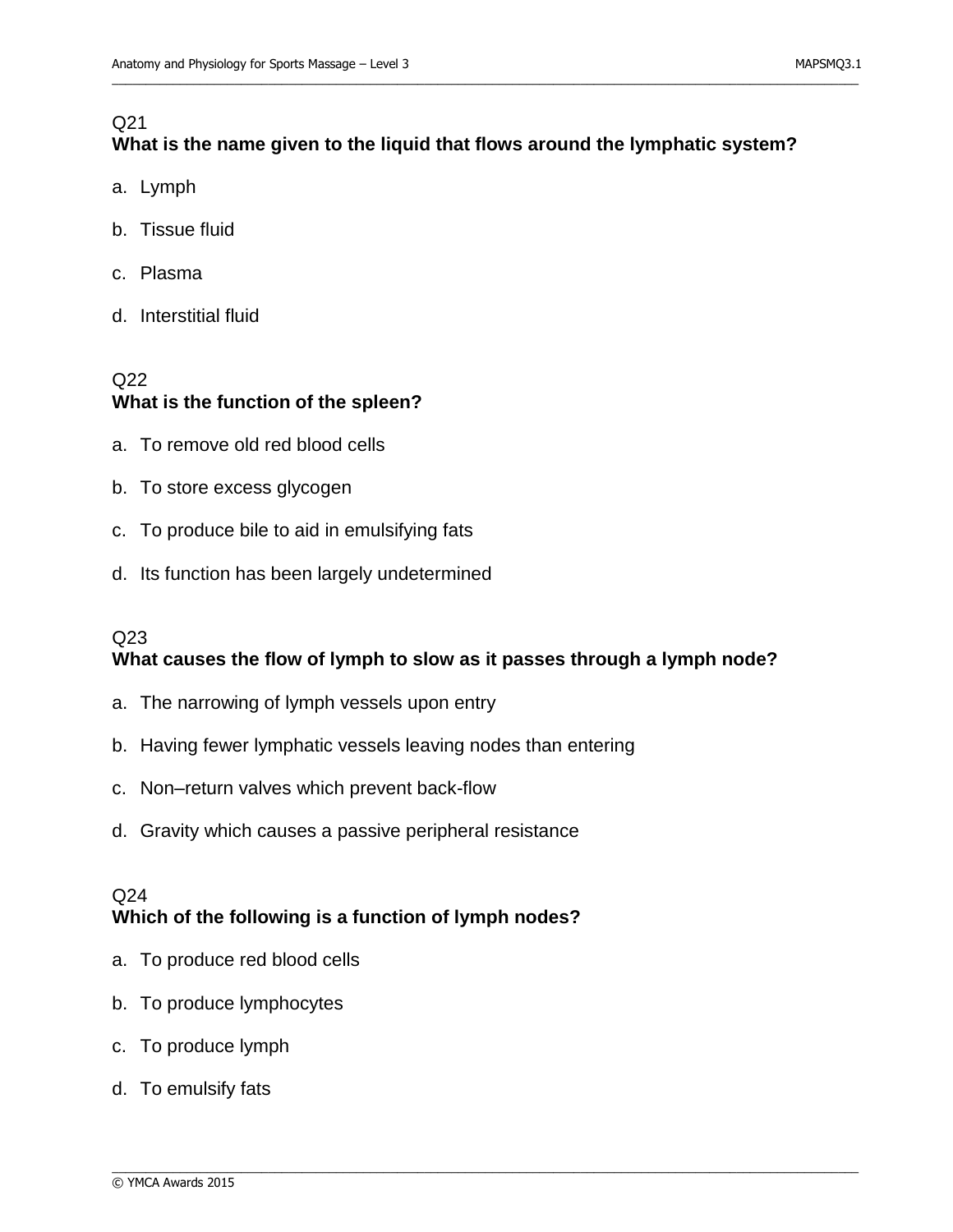Q21
**What is the name given to the liquid that flows around the lymphatic system?**

a. Lymph

b. Tissue fluid

c. Plasma

d. Interstitial fluid

Q22
**What is the function of the spleen?**

a. To remove old red blood cells

b. To store excess glycogen

c. To produce bile to aid in emulsifying fats

d. Its function has been largely undetermined

Q23
**What causes the flow of lymph to slow as it passes through a lymph node?**

a. The narrowing of lymph vessels upon entry

b. Having fewer lymphatic vessels leaving nodes than entering

c. Non–return valves which prevent back-flow

d. Gravity which causes a passive peripheral resistance

Q24
**Which of the following is a function of lymph nodes?**

a. To produce red blood cells

b. To produce lymphocytes

c. To produce lymph

d. To emulsify fats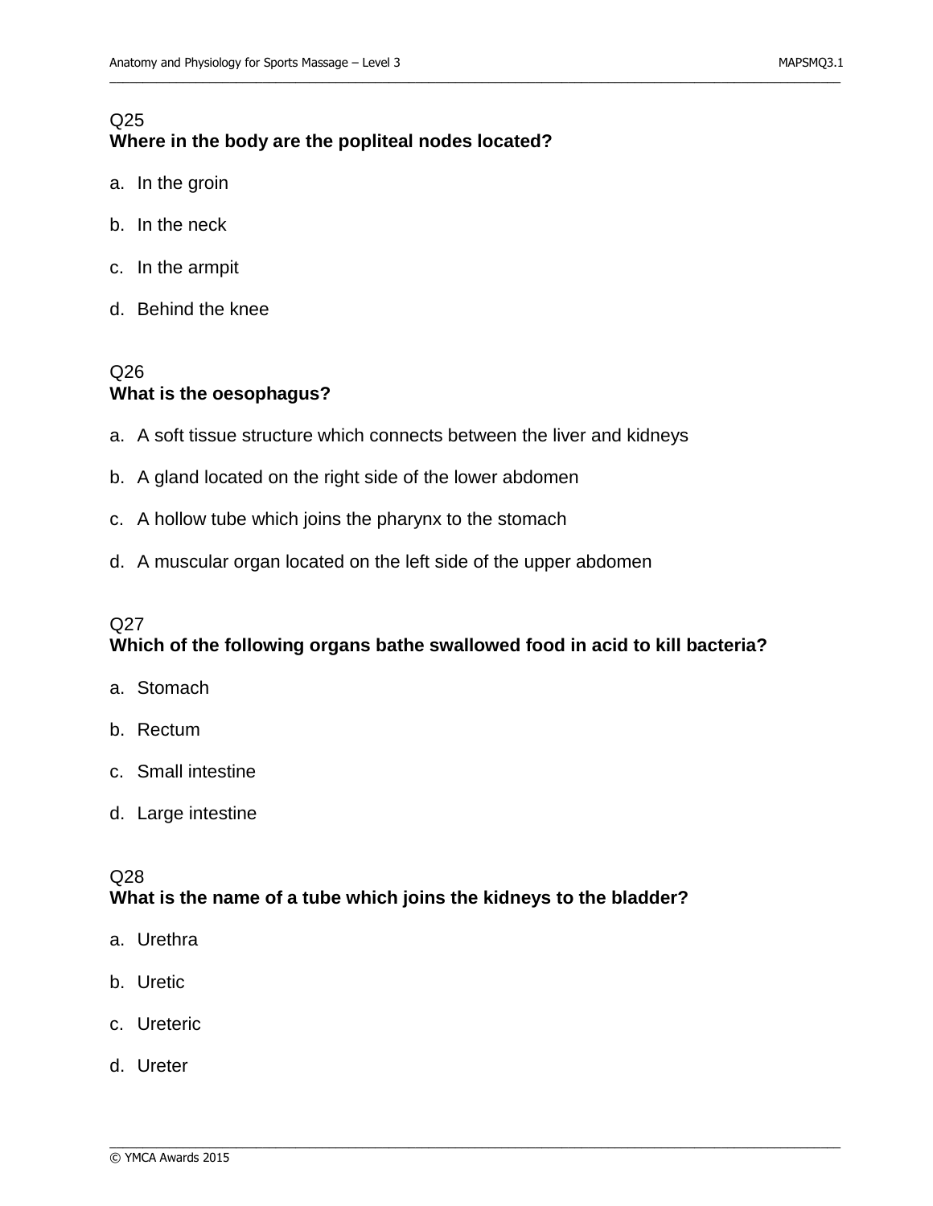Q25
**Where in the body are the popliteal nodes located?**

a. In the groin

b. In the neck

c. In the armpit

d. Behind the knee

Q26
**What is the oesophagus?**

a. A soft tissue structure which connects between the liver and kidneys

b. A gland located on the right side of the lower abdomen

c. A hollow tube which joins the pharynx to the stomach

d. A muscular organ located on the left side of the upper abdomen

Q27
**Which of the following organs bathe swallowed food in acid to kill bacteria?**

a. Stomach

b. Rectum

c. Small intestine

d. Large intestine

Q28
**What is the name of a tube which joins the kidneys to the bladder?**

a. Urethra

b. Uretic

c. Ureteric

d. Ureter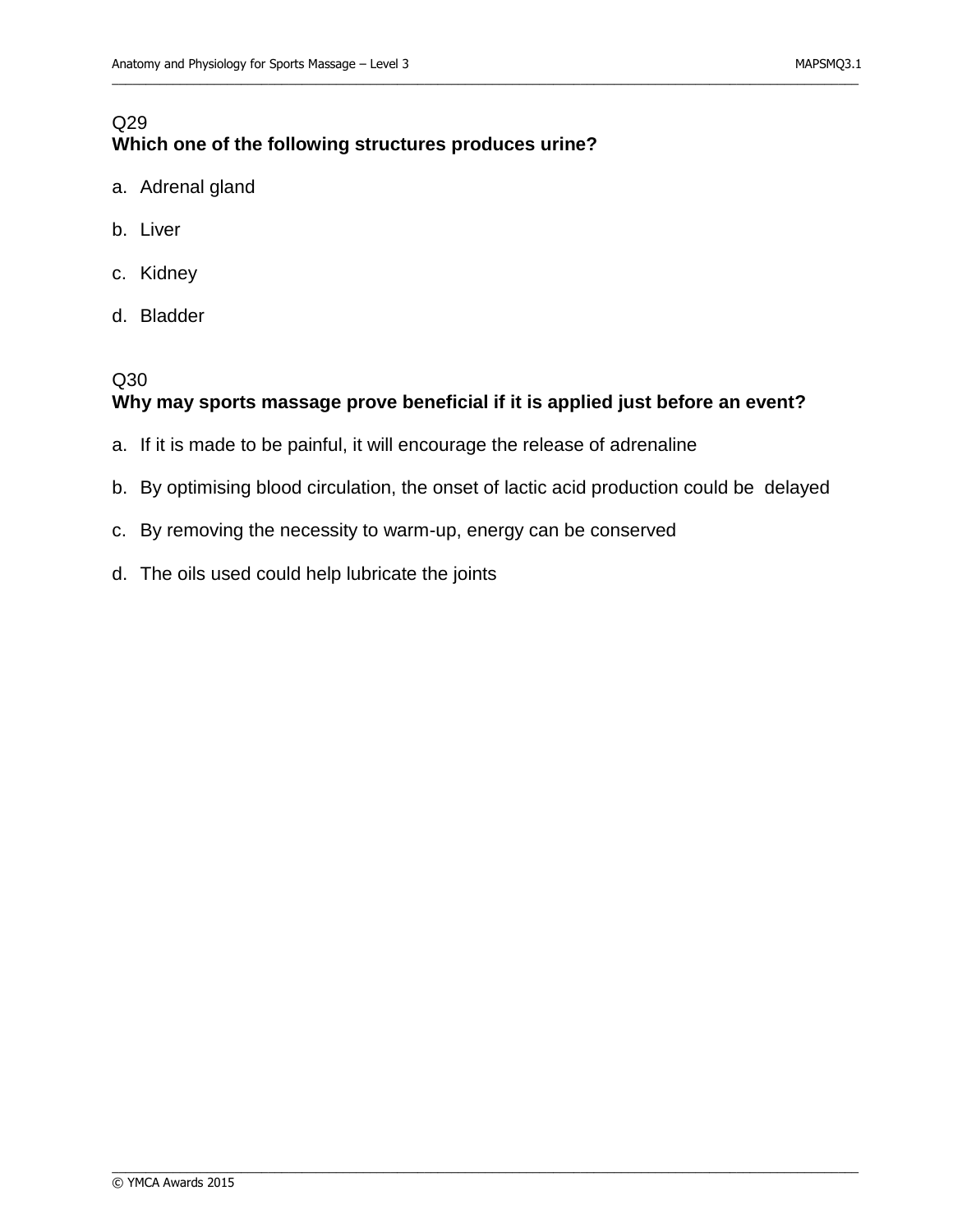Q29
**Which one of the following structures produces urine?**

a. Adrenal gland

b. Liver

c. Kidney

d. Bladder

Q30
**Why may sports massage prove beneficial if it is applied just before an event?**

a. If it is made to be painful, it will encourage the release of adrenaline

b. By optimising blood circulation, the onset of lactic acid production could be delayed

c. By removing the necessity to warm-up, energy can be conserved

d. The oils used could help lubricate the joints